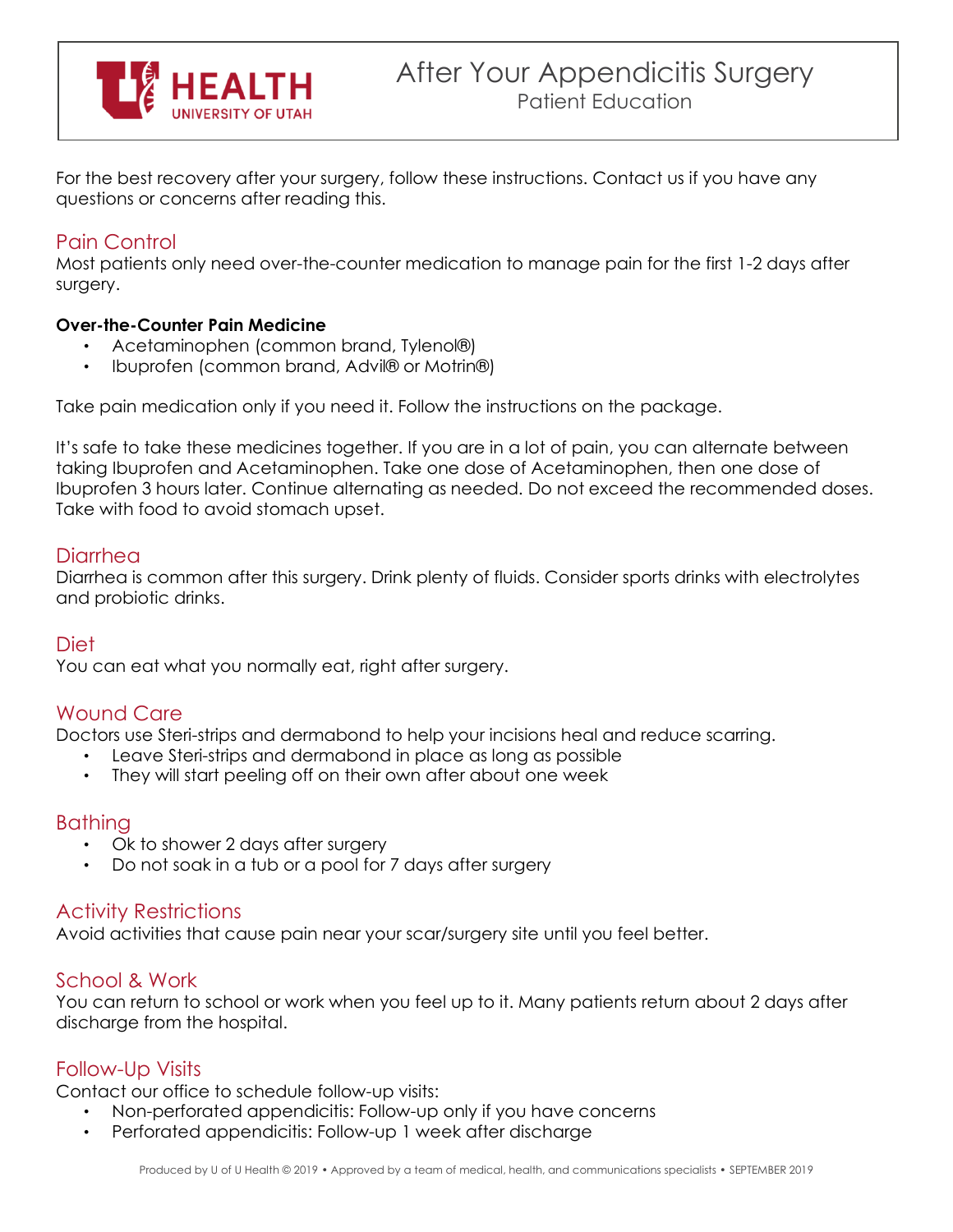# After Your Appendicitis Surgery

Patient Education

For the best recovery after your surgery, follow these instructions. Contact us if you have any questions or concerns after reading this.

## Pain Control

Most patients only need over-the-counter medication to manage pain for the first 1-2 days after surgery.

**Over-the-Counter Pain Medicine**

- Acetaminophen (common brand, Tylenol®)
- Ibuprofen (common brand, Advil® or Motrin®)

Take pain medication only if you need it. Follow the instructions on the package.

It's safe to take these medicines together. If you are in a lot of pain, you can alternate between taking Ibuprofen and Acetaminophen. Take one dose of Acetaminophen, then one dose of Ibuprofen 3 hours later. Continue alternating as needed. Do not exceed the recommended doses. Take with food to avoid stomach upset.

## Diarrhea

Diarrhea is common after this surgery. Drink plenty of fluids. Consider sports drinks with electrolytes and probiotic drinks.

## Diet

You can eat what you normally eat, right after surgery.

## Wound Care

Doctors use Steri-strips and dermabond to help your incisions heal and reduce scarring.

- Leave Steri-strips and dermabond in place as long as possible
- They will start peeling off on their own after about one week

## Bathing

- Ok to shower 2 days after surgery
- Do not soak in a tub or a pool for 7 days after surgery

## Activity Restrictions

Avoid activities that cause pain near your scar/surgery site until you feel better.

## School & Work

You can return to school or work when you feel up to it. Many patients return about 2 days after discharge from the hospital.

## Follow-Up Visits

Contact our office to schedule follow-up visits:

- Non-perforated appendicitis: Follow-up only if you have concerns
- Perforated appendicitis: Follow-up 1 week after discharge

Produced by U of U Health © 2019 • Approved by a team of medical, health, and communications specialists • SEPTEMBER 2019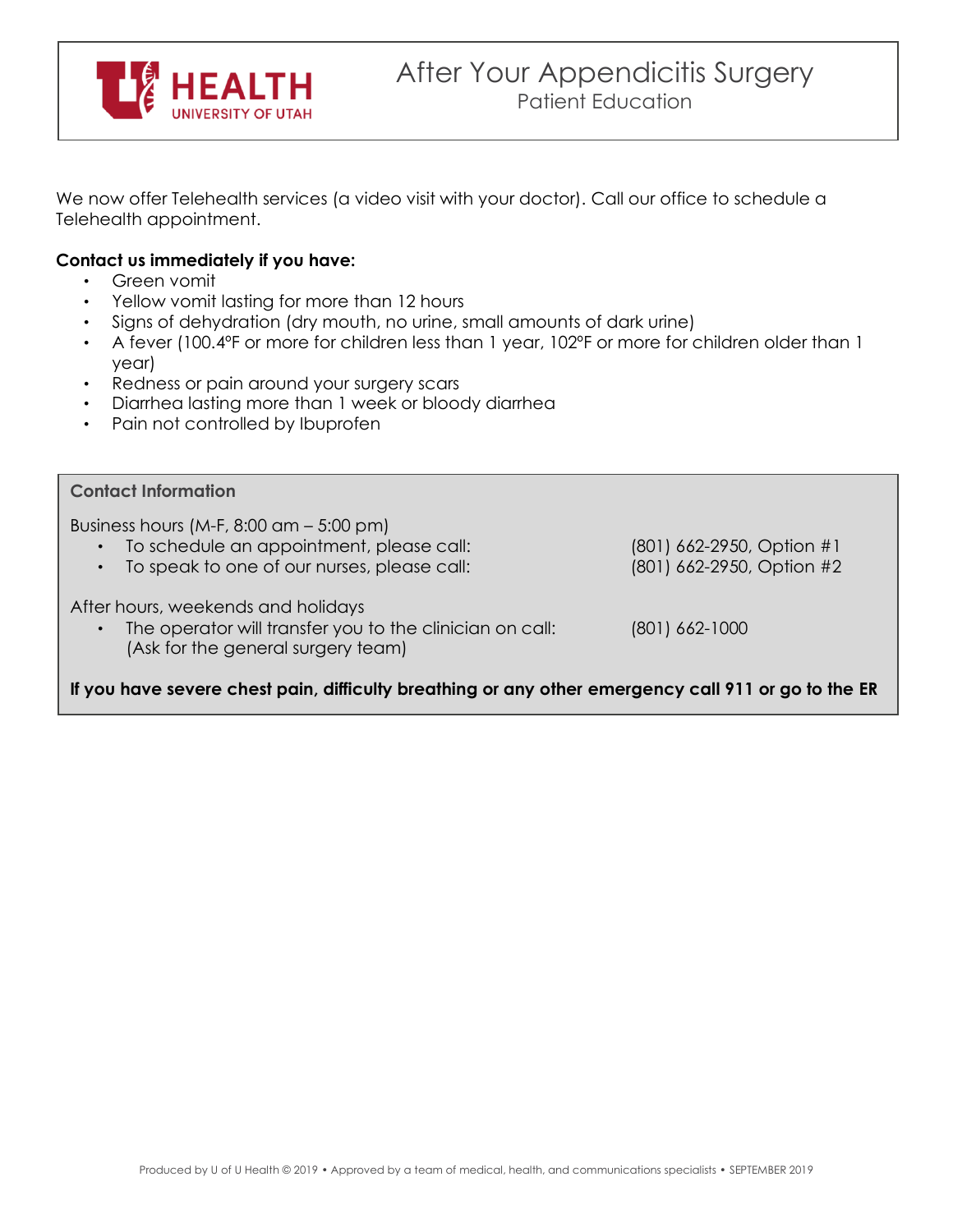# After Your Appendicitis Surgery

## Patient Education

We now offer Telehealth services (a video visit with your doctor). Call our office to schedule a Telehealth appointment.

**Contact us immediately if you have:**

- Green vomit
- Yellow vomit lasting for more than 12 hours
- Signs of dehydration (dry mouth, no urine, small amounts of dark urine)
- A fever (100.4°F or more for children less than 1 year, 102°F or more for children older than 1 year)
- Redness or pain around your surgery scars
- Diarrhea lasting more than 1 week or bloody diarrhea
- Pain not controlled by Ibuprofen

**Contact Information**

Business hours (M-F, 8:00 am – 5:00 pm)

- To schedule an appointment, please call: (801) 662-2950, Option #1
- To speak to one of our nurses, please call: (801) 662-2950, Option #2

After hours, weekends and holidays

- The operator will transfer you to the clinician on call: (801) 662-1000
  (Ask for the general surgery team)

**If you have severe chest pain, difficulty breathing or any other emergency call 911 or go to the ER**

Produced by U of U Health © 2019 • Approved by a team of medical, health, and communications specialists • SEPTEMBER 2019